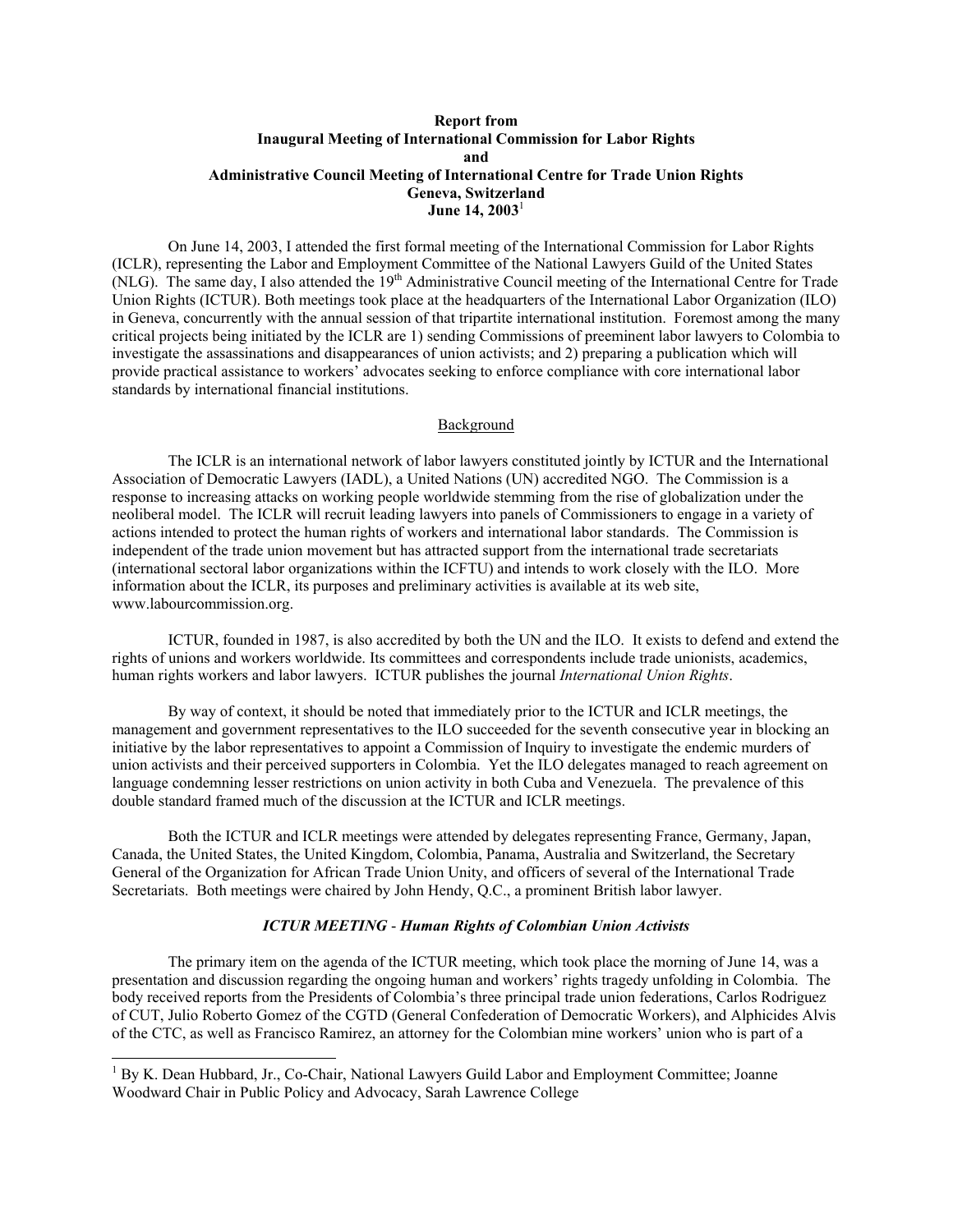**Report from**
**Inaugural Meeting of International Commission for Labor Rights**
**and**
**Administrative Council Meeting of International Centre for Trade Union Rights**
**Geneva, Switzerland**
**June 14, 2003**[1]

On June 14, 2003, I attended the first formal meeting of the International Commission for Labor Rights (ICLR), representing the Labor and Employment Committee of the National Lawyers Guild of the United States (NLG). The same day, I also attended the 19th Administrative Council meeting of the International Centre for Trade Union Rights (ICTUR). Both meetings took place at the headquarters of the International Labor Organization (ILO) in Geneva, concurrently with the annual session of that tripartite international institution. Foremost among the many critical projects being initiated by the ICLR are 1) sending Commissions of preeminent labor lawyers to Colombia to investigate the assassinations and disappearances of union activists; and 2) preparing a publication which will provide practical assistance to workers' advocates seeking to enforce compliance with core international labor standards by international financial institutions.

## Background

The ICLR is an international network of labor lawyers constituted jointly by ICTUR and the International Association of Democratic Lawyers (IADL), a United Nations (UN) accredited NGO. The Commission is a response to increasing attacks on working people worldwide stemming from the rise of globalization under the neoliberal model. The ICLR will recruit leading lawyers into panels of Commissioners to engage in a variety of actions intended to protect the human rights of workers and international labor standards. The Commission is independent of the trade union movement but has attracted support from the international trade secretariats (international sectoral labor organizations within the ICFTU) and intends to work closely with the ILO. More information about the ICLR, its purposes and preliminary activities is available at its web site, www.labourcommission.org.

ICTUR, founded in 1987, is also accredited by both the UN and the ILO. It exists to defend and extend the rights of unions and workers worldwide. Its committees and correspondents include trade unionists, academics, human rights workers and labor lawyers. ICTUR publishes the journal *International Union Rights*.

By way of context, it should be noted that immediately prior to the ICTUR and ICLR meetings, the management and government representatives to the ILO succeeded for the seventh consecutive year in blocking an initiative by the labor representatives to appoint a Commission of Inquiry to investigate the endemic murders of union activists and their perceived supporters in Colombia. Yet the ILO delegates managed to reach agreement on language condemning lesser restrictions on union activity in both Cuba and Venezuela. The prevalence of this double standard framed much of the discussion at the ICTUR and ICLR meetings.

Both the ICTUR and ICLR meetings were attended by delegates representing France, Germany, Japan, Canada, the United States, the United Kingdom, Colombia, Panama, Australia and Switzerland, the Secretary General of the Organization for African Trade Union Unity, and officers of several of the International Trade Secretariats. Both meetings were chaired by John Hendy, Q.C., a prominent British labor lawyer.

### *ICTUR MEETING - Human Rights of Colombian Union Activists*

The primary item on the agenda of the ICTUR meeting, which took place the morning of June 14, was a presentation and discussion regarding the ongoing human and workers' rights tragedy unfolding in Colombia. The body received reports from the Presidents of Colombia's three principal trade union federations, Carlos Rodriguez of CUT, Julio Roberto Gomez of the CGTD (General Confederation of Democratic Workers), and Alphicides Alvis of the CTC, as well as Francisco Ramirez, an attorney for the Colombian mine workers' union who is part of a

[1] By K. Dean Hubbard, Jr., Co-Chair, National Lawyers Guild Labor and Employment Committee; Joanne Woodward Chair in Public Policy and Advocacy, Sarah Lawrence College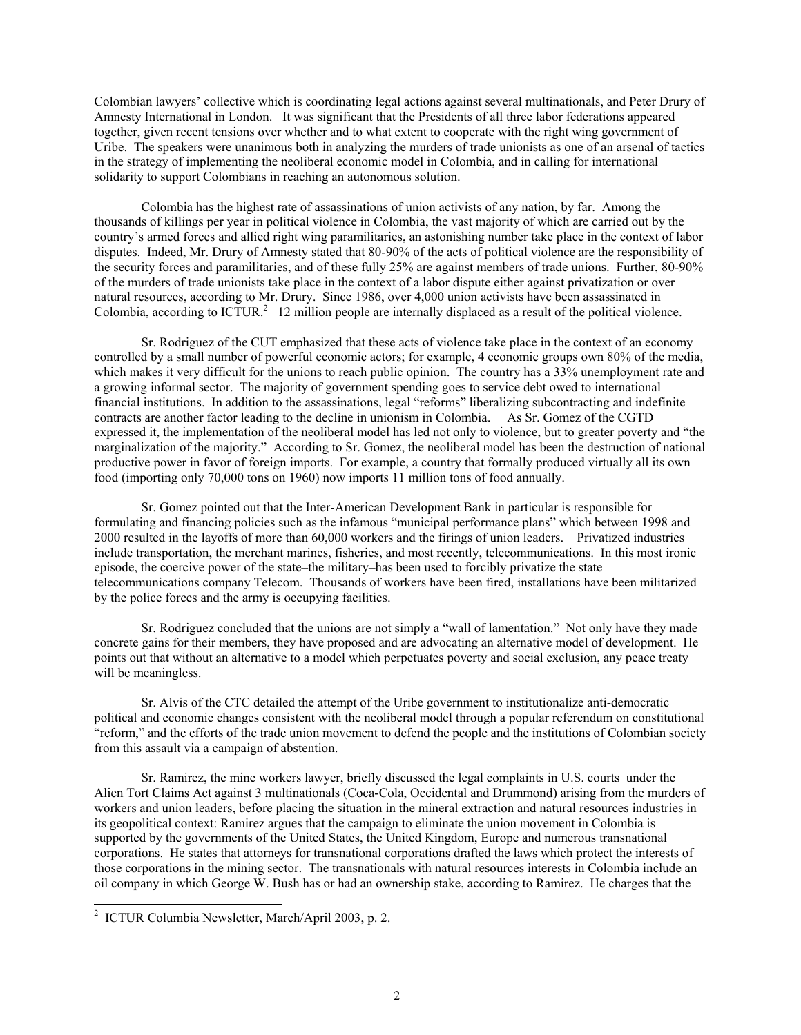Colombian lawyers' collective which is coordinating legal actions against several multinationals, and Peter Drury of Amnesty International in London. It was significant that the Presidents of all three labor federations appeared together, given recent tensions over whether and to what extent to cooperate with the right wing government of Uribe. The speakers were unanimous both in analyzing the murders of trade unionists as one of an arsenal of tactics in the strategy of implementing the neoliberal economic model in Colombia, and in calling for international solidarity to support Colombians in reaching an autonomous solution.

Colombia has the highest rate of assassinations of union activists of any nation, by far. Among the thousands of killings per year in political violence in Colombia, the vast majority of which are carried out by the country's armed forces and allied right wing paramilitaries, an astonishing number take place in the context of labor disputes. Indeed, Mr. Drury of Amnesty stated that 80-90% of the acts of political violence are the responsibility of the security forces and paramilitaries, and of these fully 25% are against members of trade unions. Further, 80-90% of the murders of trade unionists take place in the context of a labor dispute either against privatization or over natural resources, according to Mr. Drury. Since 1986, over 4,000 union activists have been assassinated in Colombia, according to ICTUR.[2] 12 million people are internally displaced as a result of the political violence.

Sr. Rodriguez of the CUT emphasized that these acts of violence take place in the context of an economy controlled by a small number of powerful economic actors; for example, 4 economic groups own 80% of the media, which makes it very difficult for the unions to reach public opinion. The country has a 33% unemployment rate and a growing informal sector. The majority of government spending goes to service debt owed to international financial institutions. In addition to the assassinations, legal "reforms" liberalizing subcontracting and indefinite contracts are another factor leading to the decline in unionism in Colombia. As Sr. Gomez of the CGTD expressed it, the implementation of the neoliberal model has led not only to violence, but to greater poverty and "the marginalization of the majority." According to Sr. Gomez, the neoliberal model has been the destruction of national productive power in favor of foreign imports. For example, a country that formally produced virtually all its own food (importing only 70,000 tons on 1960) now imports 11 million tons of food annually.

Sr. Gomez pointed out that the Inter-American Development Bank in particular is responsible for formulating and financing policies such as the infamous "municipal performance plans" which between 1998 and 2000 resulted in the layoffs of more than 60,000 workers and the firings of union leaders. Privatized industries include transportation, the merchant marines, fisheries, and most recently, telecommunications. In this most ironic episode, the coercive power of the state–the military–has been used to forcibly privatize the state telecommunications company Telecom. Thousands of workers have been fired, installations have been militarized by the police forces and the army is occupying facilities.

Sr. Rodriguez concluded that the unions are not simply a "wall of lamentation." Not only have they made concrete gains for their members, they have proposed and are advocating an alternative model of development. He points out that without an alternative to a model which perpetuates poverty and social exclusion, any peace treaty will be meaningless.

Sr. Alvis of the CTC detailed the attempt of the Uribe government to institutionalize anti-democratic political and economic changes consistent with the neoliberal model through a popular referendum on constitutional "reform," and the efforts of the trade union movement to defend the people and the institutions of Colombian society from this assault via a campaign of abstention.

Sr. Ramirez, the mine workers lawyer, briefly discussed the legal complaints in U.S. courts under the Alien Tort Claims Act against 3 multinationals (Coca-Cola, Occidental and Drummond) arising from the murders of workers and union leaders, before placing the situation in the mineral extraction and natural resources industries in its geopolitical context: Ramirez argues that the campaign to eliminate the union movement in Colombia is supported by the governments of the United States, the United Kingdom, Europe and numerous transnational corporations. He states that attorneys for transnational corporations drafted the laws which protect the interests of those corporations in the mining sector. The transnationals with natural resources interests in Colombia include an oil company in which George W. Bush has or had an ownership stake, according to Ramirez. He charges that the

---

[2] ICTUR Columbia Newsletter, March/April 2003, p. 2.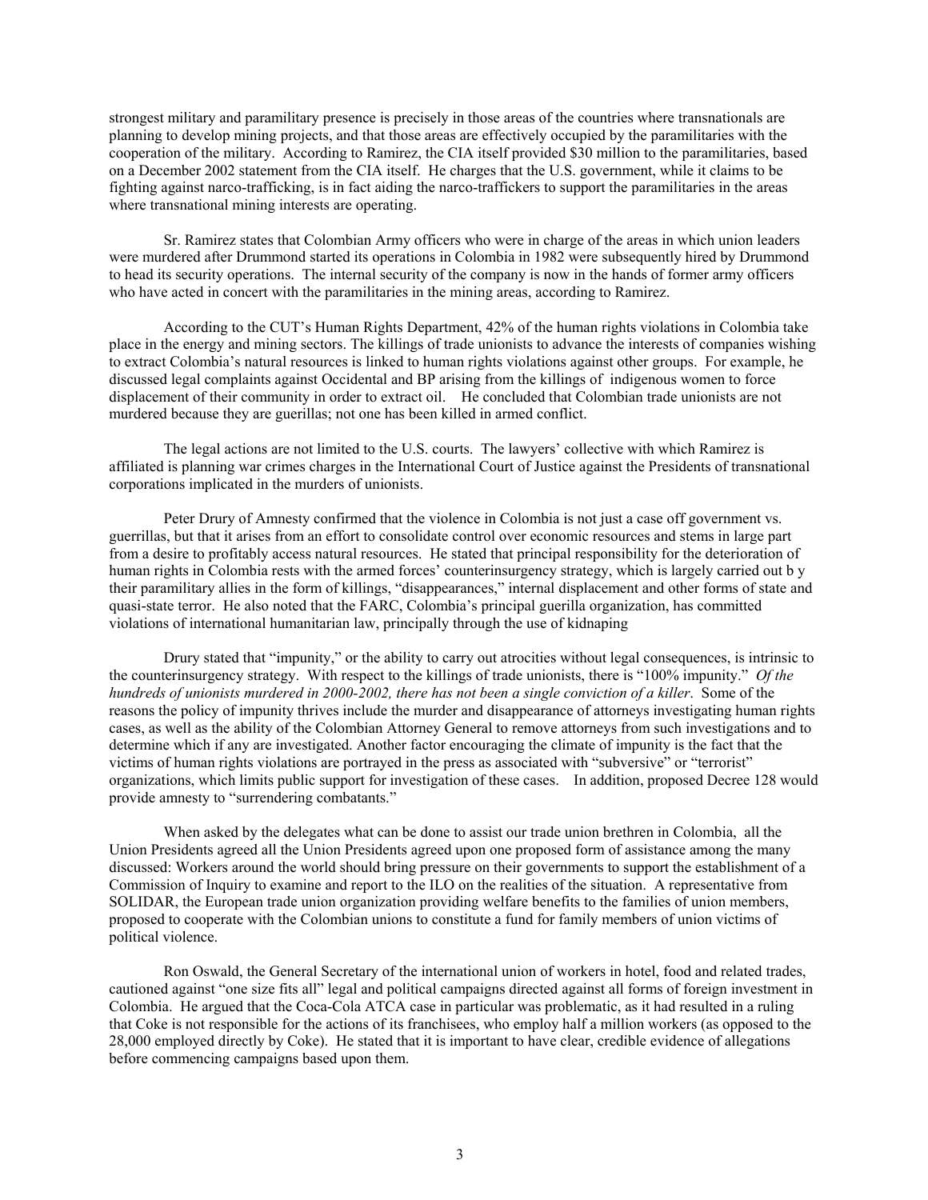strongest military and paramilitary presence is precisely in those areas of the countries where transnationals are planning to develop mining projects, and that those areas are effectively occupied by the paramilitaries with the cooperation of the military. According to Ramirez, the CIA itself provided \$30 million to the paramilitaries, based on a December 2002 statement from the CIA itself. He charges that the U.S. government, while it claims to be fighting against narco-trafficking, is in fact aiding the narco-traffickers to support the paramilitaries in the areas where transnational mining interests are operating.

Sr. Ramirez states that Colombian Army officers who were in charge of the areas in which union leaders were murdered after Drummond started its operations in Colombia in 1982 were subsequently hired by Drummond to head its security operations. The internal security of the company is now in the hands of former army officers who have acted in concert with the paramilitaries in the mining areas, according to Ramirez.

According to the CUT's Human Rights Department, 42% of the human rights violations in Colombia take place in the energy and mining sectors. The killings of trade unionists to advance the interests of companies wishing to extract Colombia's natural resources is linked to human rights violations against other groups. For example, he discussed legal complaints against Occidental and BP arising from the killings of indigenous women to force displacement of their community in order to extract oil. He concluded that Colombian trade unionists are not murdered because they are guerillas; not one has been killed in armed conflict.

The legal actions are not limited to the U.S. courts. The lawyers' collective with which Ramirez is affiliated is planning war crimes charges in the International Court of Justice against the Presidents of transnational corporations implicated in the murders of unionists.

Peter Drury of Amnesty confirmed that the violence in Colombia is not just a case off government vs. guerrillas, but that it arises from an effort to consolidate control over economic resources and stems in large part from a desire to profitably access natural resources. He stated that principal responsibility for the deterioration of human rights in Colombia rests with the armed forces' counterinsurgency strategy, which is largely carried out b y their paramilitary allies in the form of killings, "disappearances," internal displacement and other forms of state and quasi-state terror. He also noted that the FARC, Colombia's principal guerilla organization, has committed violations of international humanitarian law, principally through the use of kidnaping

Drury stated that "impunity," or the ability to carry out atrocities without legal consequences, is intrinsic to the counterinsurgency strategy. With respect to the killings of trade unionists, there is "100% impunity." *Of the hundreds of unionists murdered in 2000-2002, there has not been a single conviction of a killer*. Some of the reasons the policy of impunity thrives include the murder and disappearance of attorneys investigating human rights cases, as well as the ability of the Colombian Attorney General to remove attorneys from such investigations and to determine which if any are investigated. Another factor encouraging the climate of impunity is the fact that the victims of human rights violations are portrayed in the press as associated with "subversive" or "terrorist" organizations, which limits public support for investigation of these cases. In addition, proposed Decree 128 would provide amnesty to "surrendering combatants."

When asked by the delegates what can be done to assist our trade union brethren in Colombia, all the Union Presidents agreed all the Union Presidents agreed upon one proposed form of assistance among the many discussed: Workers around the world should bring pressure on their governments to support the establishment of a Commission of Inquiry to examine and report to the ILO on the realities of the situation. A representative from SOLIDAR, the European trade union organization providing welfare benefits to the families of union members, proposed to cooperate with the Colombian unions to constitute a fund for family members of union victims of political violence.

Ron Oswald, the General Secretary of the international union of workers in hotel, food and related trades, cautioned against "one size fits all" legal and political campaigns directed against all forms of foreign investment in Colombia. He argued that the Coca-Cola ATCA case in particular was problematic, as it had resulted in a ruling that Coke is not responsible for the actions of its franchisees, who employ half a million workers (as opposed to the 28,000 employed directly by Coke). He stated that it is important to have clear, credible evidence of allegations before commencing campaigns based upon them.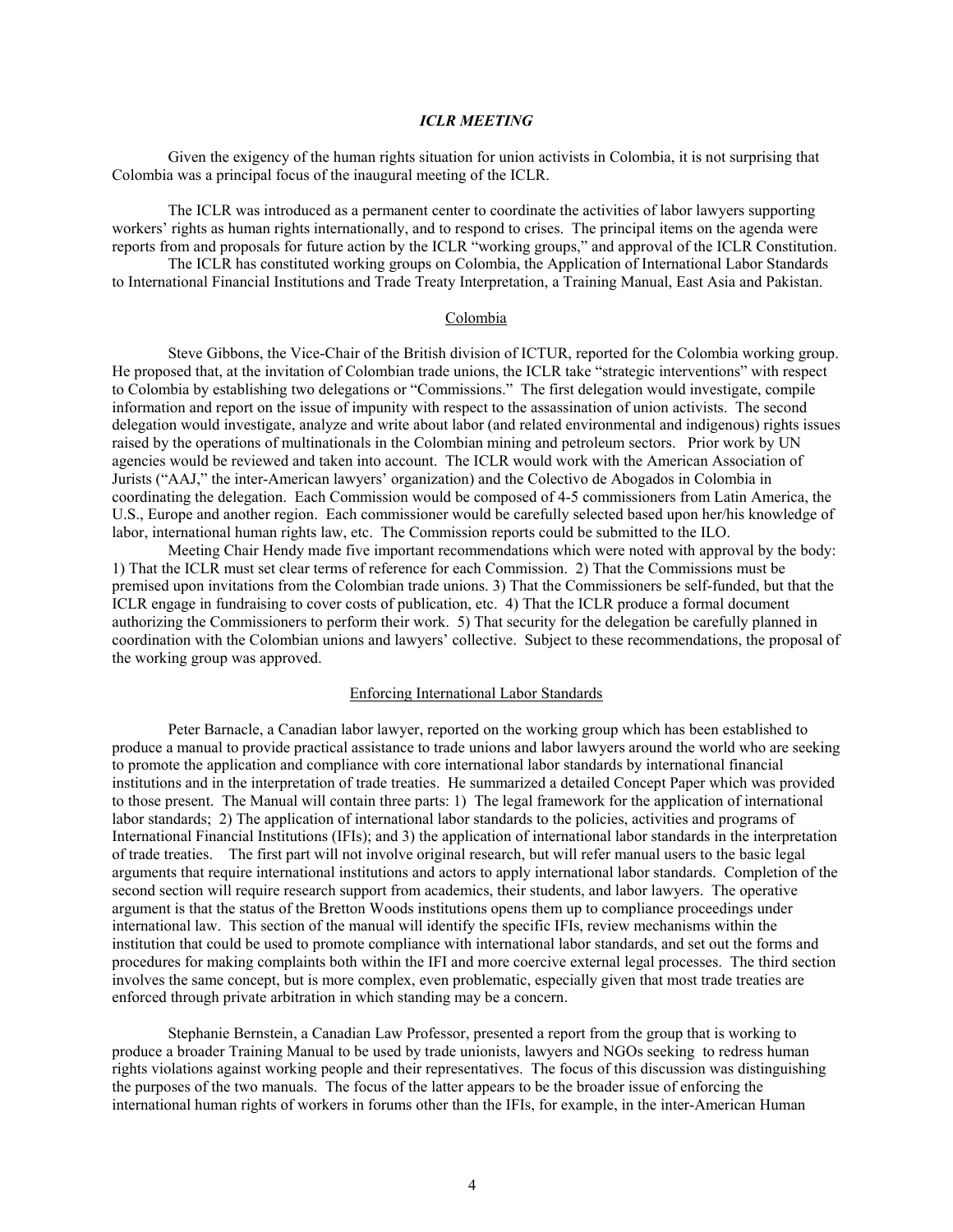## *ICLR MEETING*

Given the exigency of the human rights situation for union activists in Colombia, it is not surprising that Colombia was a principal focus of the inaugural meeting of the ICLR.

The ICLR was introduced as a permanent center to coordinate the activities of labor lawyers supporting workers' rights as human rights internationally, and to respond to crises. The principal items on the agenda were reports from and proposals for future action by the ICLR "working groups," and approval of the ICLR Constitution.

The ICLR has constituted working groups on Colombia, the Application of International Labor Standards to International Financial Institutions and Trade Treaty Interpretation, a Training Manual, East Asia and Pakistan.

### Colombia

Steve Gibbons, the Vice-Chair of the British division of ICTUR, reported for the Colombia working group. He proposed that, at the invitation of Colombian trade unions, the ICLR take "strategic interventions" with respect to Colombia by establishing two delegations or "Commissions." The first delegation would investigate, compile information and report on the issue of impunity with respect to the assassination of union activists. The second delegation would investigate, analyze and write about labor (and related environmental and indigenous) rights issues raised by the operations of multinationals in the Colombian mining and petroleum sectors. Prior work by UN agencies would be reviewed and taken into account. The ICLR would work with the American Association of Jurists ("AAJ," the inter-American lawyers' organization) and the Colectivo de Abogados in Colombia in coordinating the delegation. Each Commission would be composed of 4-5 commissioners from Latin America, the U.S., Europe and another region. Each commissioner would be carefully selected based upon her/his knowledge of labor, international human rights law, etc. The Commission reports could be submitted to the ILO.

Meeting Chair Hendy made five important recommendations which were noted with approval by the body: 1) That the ICLR must set clear terms of reference for each Commission. 2) That the Commissions must be premised upon invitations from the Colombian trade unions. 3) That the Commissioners be self-funded, but that the ICLR engage in fundraising to cover costs of publication, etc. 4) That the ICLR produce a formal document authorizing the Commissioners to perform their work. 5) That security for the delegation be carefully planned in coordination with the Colombian unions and lawyers' collective. Subject to these recommendations, the proposal of the working group was approved.

### Enforcing International Labor Standards

Peter Barnacle, a Canadian labor lawyer, reported on the working group which has been established to produce a manual to provide practical assistance to trade unions and labor lawyers around the world who are seeking to promote the application and compliance with core international labor standards by international financial institutions and in the interpretation of trade treaties. He summarized a detailed Concept Paper which was provided to those present. The Manual will contain three parts: 1) The legal framework for the application of international labor standards; 2) The application of international labor standards to the policies, activities and programs of International Financial Institutions (IFIs); and 3) the application of international labor standards in the interpretation of trade treaties. The first part will not involve original research, but will refer manual users to the basic legal arguments that require international institutions and actors to apply international labor standards. Completion of the second section will require research support from academics, their students, and labor lawyers. The operative argument is that the status of the Bretton Woods institutions opens them up to compliance proceedings under international law. This section of the manual will identify the specific IFIs, review mechanisms within the institution that could be used to promote compliance with international labor standards, and set out the forms and procedures for making complaints both within the IFI and more coercive external legal processes. The third section involves the same concept, but is more complex, even problematic, especially given that most trade treaties are enforced through private arbitration in which standing may be a concern.

Stephanie Bernstein, a Canadian Law Professor, presented a report from the group that is working to produce a broader Training Manual to be used by trade unionists, lawyers and NGOs seeking to redress human rights violations against working people and their representatives. The focus of this discussion was distinguishing the purposes of the two manuals. The focus of the latter appears to be the broader issue of enforcing the international human rights of workers in forums other than the IFIs, for example, in the inter-American Human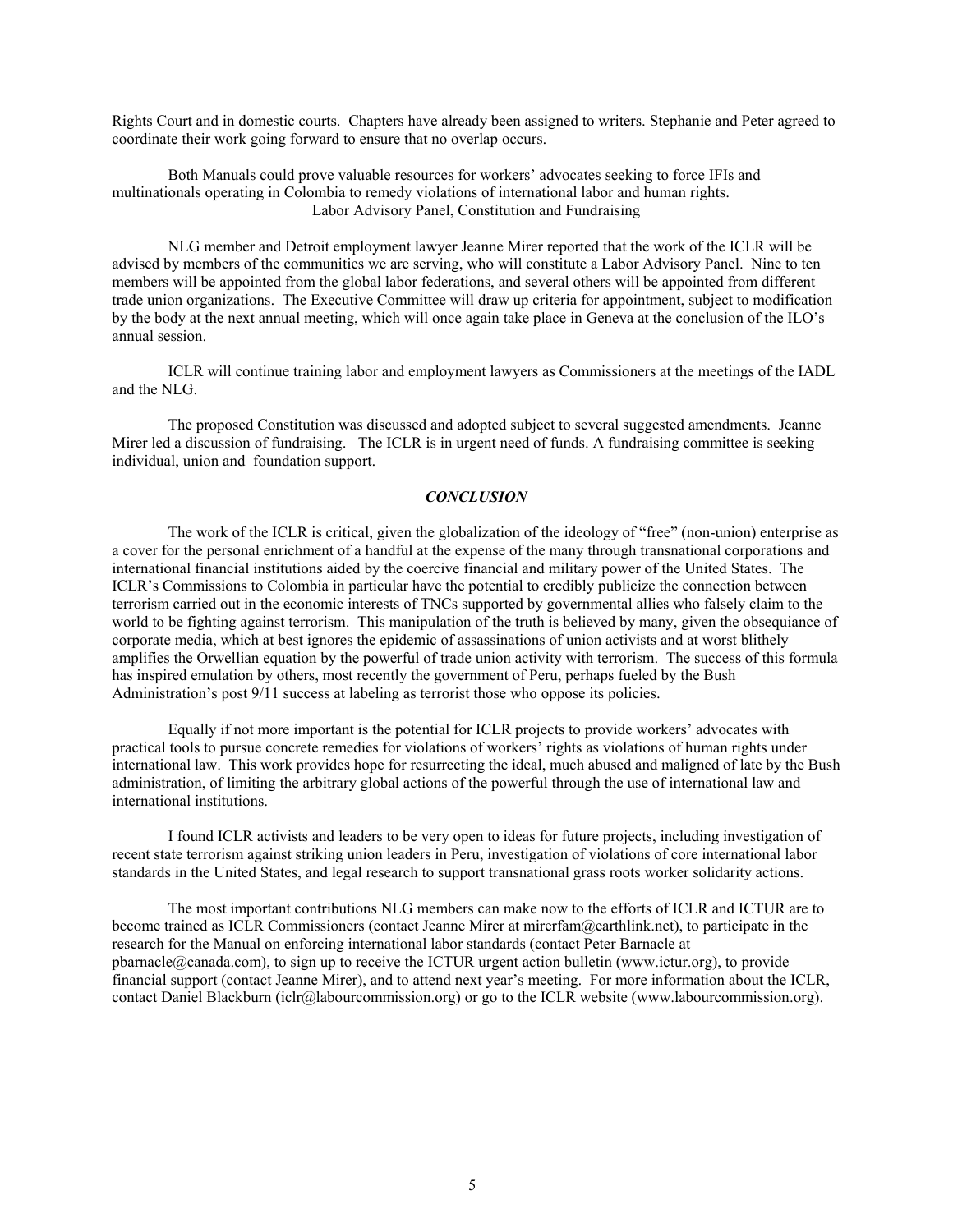Rights Court and in domestic courts. Chapters have already been assigned to writers. Stephanie and Peter agreed to coordinate their work going forward to ensure that no overlap occurs.

Both Manuals could prove valuable resources for workers' advocates seeking to force IFIs and multinationals operating in Colombia to remedy violations of international labor and human rights.

Labor Advisory Panel, Constitution and Fundraising

NLG member and Detroit employment lawyer Jeanne Mirer reported that the work of the ICLR will be advised by members of the communities we are serving, who will constitute a Labor Advisory Panel. Nine to ten members will be appointed from the global labor federations, and several others will be appointed from different trade union organizations. The Executive Committee will draw up criteria for appointment, subject to modification by the body at the next annual meeting, which will once again take place in Geneva at the conclusion of the ILO's annual session.

ICLR will continue training labor and employment lawyers as Commissioners at the meetings of the IADL and the NLG.

The proposed Constitution was discussed and adopted subject to several suggested amendments. Jeanne Mirer led a discussion of fundraising. The ICLR is in urgent need of funds. A fundraising committee is seeking individual, union and foundation support.

***CONCLUSION***

The work of the ICLR is critical, given the globalization of the ideology of "free" (non-union) enterprise as a cover for the personal enrichment of a handful at the expense of the many through transnational corporations and international financial institutions aided by the coercive financial and military power of the United States. The ICLR's Commissions to Colombia in particular have the potential to credibly publicize the connection between terrorism carried out in the economic interests of TNCs supported by governmental allies who falsely claim to the world to be fighting against terrorism. This manipulation of the truth is believed by many, given the obsequiance of corporate media, which at best ignores the epidemic of assassinations of union activists and at worst blithely amplifies the Orwellian equation by the powerful of trade union activity with terrorism. The success of this formula has inspired emulation by others, most recently the government of Peru, perhaps fueled by the Bush Administration's post 9/11 success at labeling as terrorist those who oppose its policies.

Equally if not more important is the potential for ICLR projects to provide workers' advocates with practical tools to pursue concrete remedies for violations of workers' rights as violations of human rights under international law. This work provides hope for resurrecting the ideal, much abused and maligned of late by the Bush administration, of limiting the arbitrary global actions of the powerful through the use of international law and international institutions.

I found ICLR activists and leaders to be very open to ideas for future projects, including investigation of recent state terrorism against striking union leaders in Peru, investigation of violations of core international labor standards in the United States, and legal research to support transnational grass roots worker solidarity actions.

The most important contributions NLG members can make now to the efforts of ICLR and ICTUR are to become trained as ICLR Commissioners (contact Jeanne Mirer at mirerfam@earthlink.net), to participate in the research for the Manual on enforcing international labor standards (contact Peter Barnacle at pbarnacle@canada.com), to sign up to receive the ICTUR urgent action bulletin (www.ictur.org), to provide financial support (contact Jeanne Mirer), and to attend next year's meeting. For more information about the ICLR, contact Daniel Blackburn (iclr@labourcommission.org) or go to the ICLR website (www.labourcommission.org).